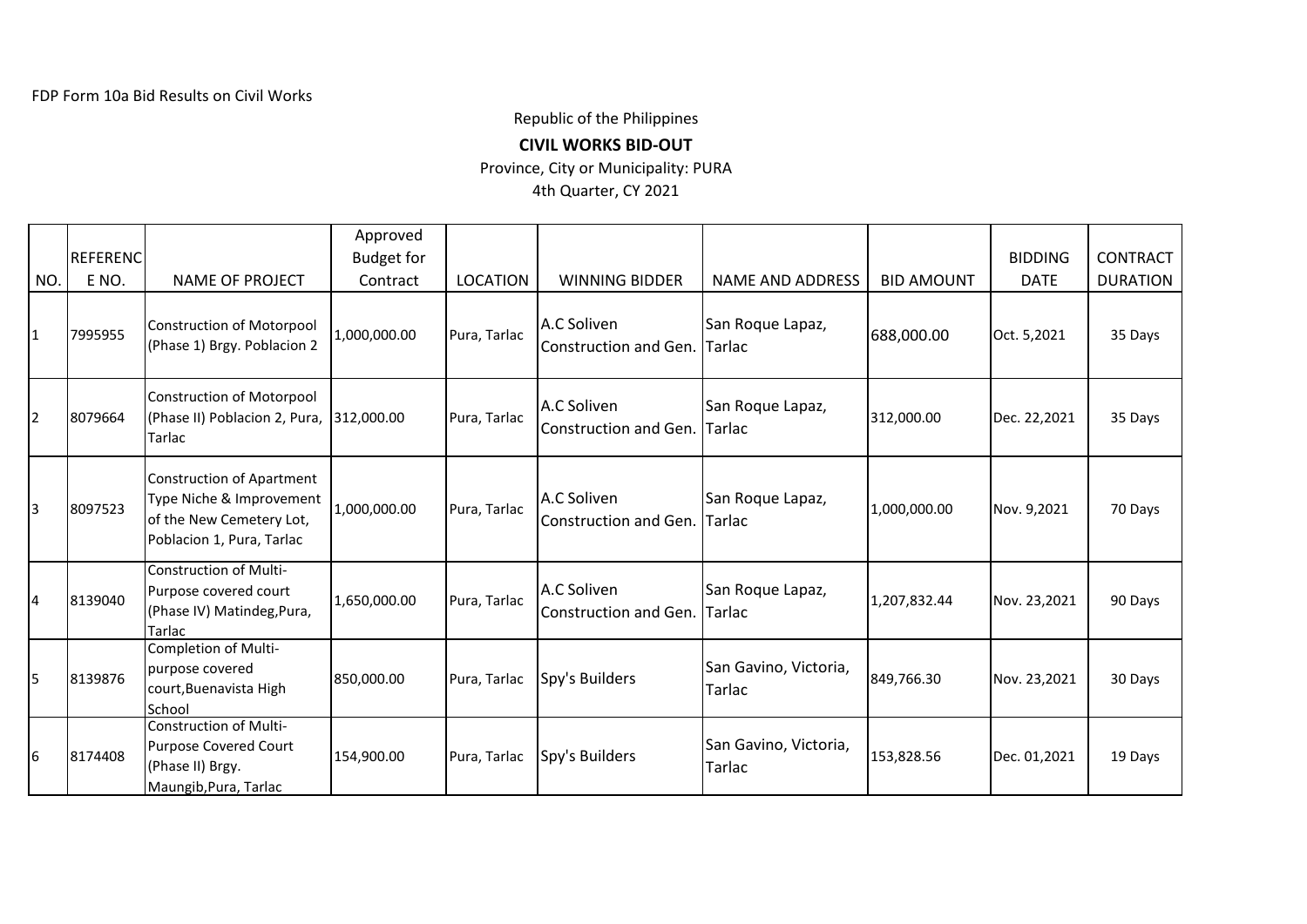FDP Form 10a Bid Results on Civil Works

Republic of the Philippines

**CIVIL WORKS BID-OUT**

Province, City or Municipality: PURA

4th Quarter, CY 2021

| NO. | REFERENCE NO. | NAME OF PROJECT | Approved Budget for Contract | LOCATION | WINNING BIDDER | NAME AND ADDRESS | BID AMOUNT | BIDDING DATE | CONTRACT DURATION |
|---|---|---|---|---|---|---|---|---|---|
| 1 | 7995955 | Construction of Motorpool (Phase 1) Brgy. Poblacion 2 | 1,000,000.00 | Pura, Tarlac | A.C Soliven Construction and Gen. | San Roque Lapaz, Tarlac | 688,000.00 | Oct. 5,2021 | 35 Days |
| 2 | 8079664 | Construction of Motorpool (Phase II) Poblacion 2, Pura, Tarlac | 312,000.00 | Pura, Tarlac | A.C Soliven Construction and Gen. | San Roque Lapaz, Tarlac | 312,000.00 | Dec. 22,2021 | 35 Days |
| 3 | 8097523 | Construction of Apartment Type Niche & Improvement of the New Cemetery Lot, Poblacion 1, Pura, Tarlac | 1,000,000.00 | Pura, Tarlac | A.C Soliven Construction and Gen. | San Roque Lapaz, Tarlac | 1,000,000.00 | Nov. 9,2021 | 70 Days |
| 4 | 8139040 | Construction of Multi-Purpose covered court (Phase IV) Matindeg,Pura, Tarlac | 1,650,000.00 | Pura, Tarlac | A.C Soliven Construction and Gen. | San Roque Lapaz, Tarlac | 1,207,832.44 | Nov. 23,2021 | 90 Days |
| 5 | 8139876 | Completion of Multi-purpose covered court,Buenavista High School | 850,000.00 | Pura, Tarlac | Spy's Builders | San Gavino, Victoria, Tarlac | 849,766.30 | Nov. 23,2021 | 30 Days |
| 6 | 8174408 | Construction of Multi-Purpose Covered Court (Phase II) Brgy. Maungib,Pura, Tarlac | 154,900.00 | Pura, Tarlac | Spy's Builders | San Gavino, Victoria, Tarlac | 153,828.56 | Dec. 01,2021 | 19 Days |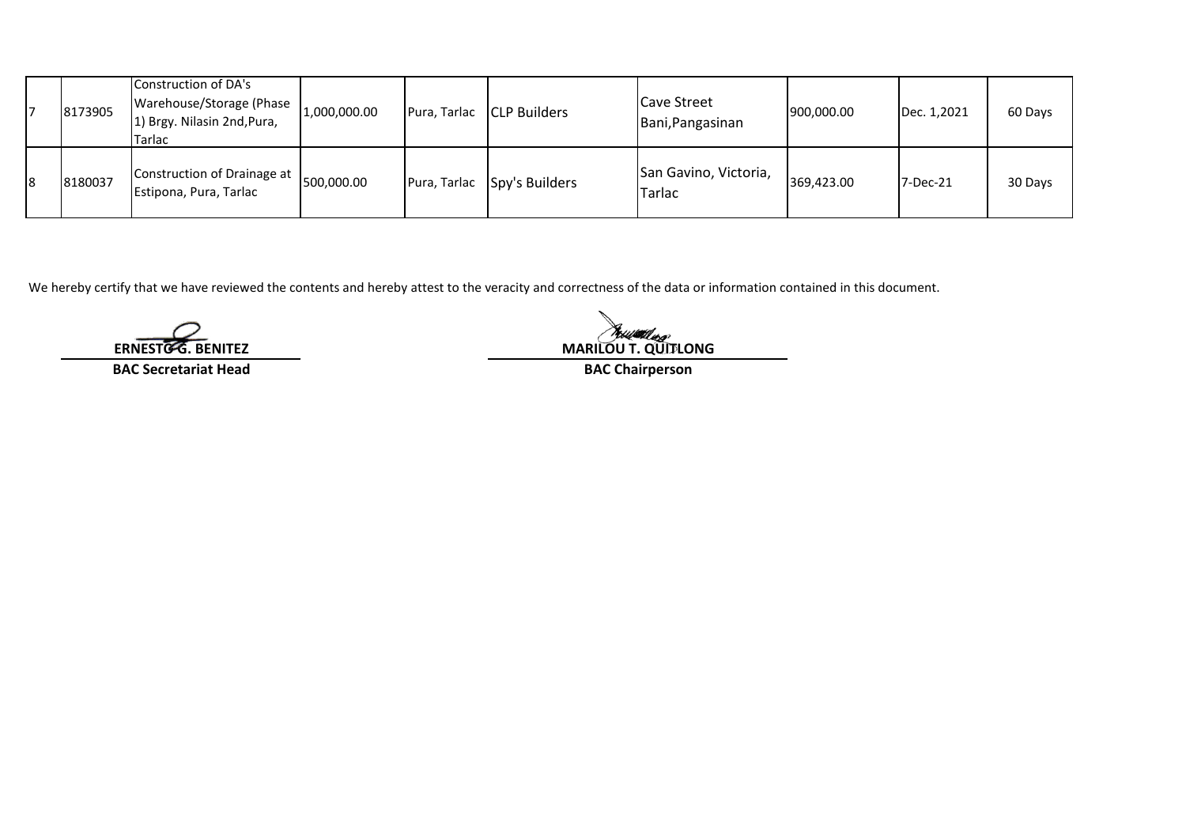| | | | | | | | | | |
|---|---|---|---|---|---|---|---|---|---|
| 7 | 8173905 | Construction of DA's Warehouse/Storage (Phase 1) Brgy. Nilasin 2nd,Pura, Tarlac | 1,000,000.00 | Pura, Tarlac | CLP Builders | Cave Street Bani,Pangasinan | 900,000.00 | Dec. 1,2021 | 60 Days |
| 8 | 8180037 | Construction of Drainage at Estipona, Pura, Tarlac | 500,000.00 | Pura, Tarlac | Spy's Builders | San Gavino, Victoria, Tarlac | 369,423.00 | 7-Dec-21 | 30 Days |

We hereby certify that we have reviewed the contents and hereby attest to the veracity and correctness of the data or information contained in this document.

**ERNESTO G. BENITEZ**
**BAC Secretariat Head**

**MARILOU T. QUITLONG**
**BAC Chairperson**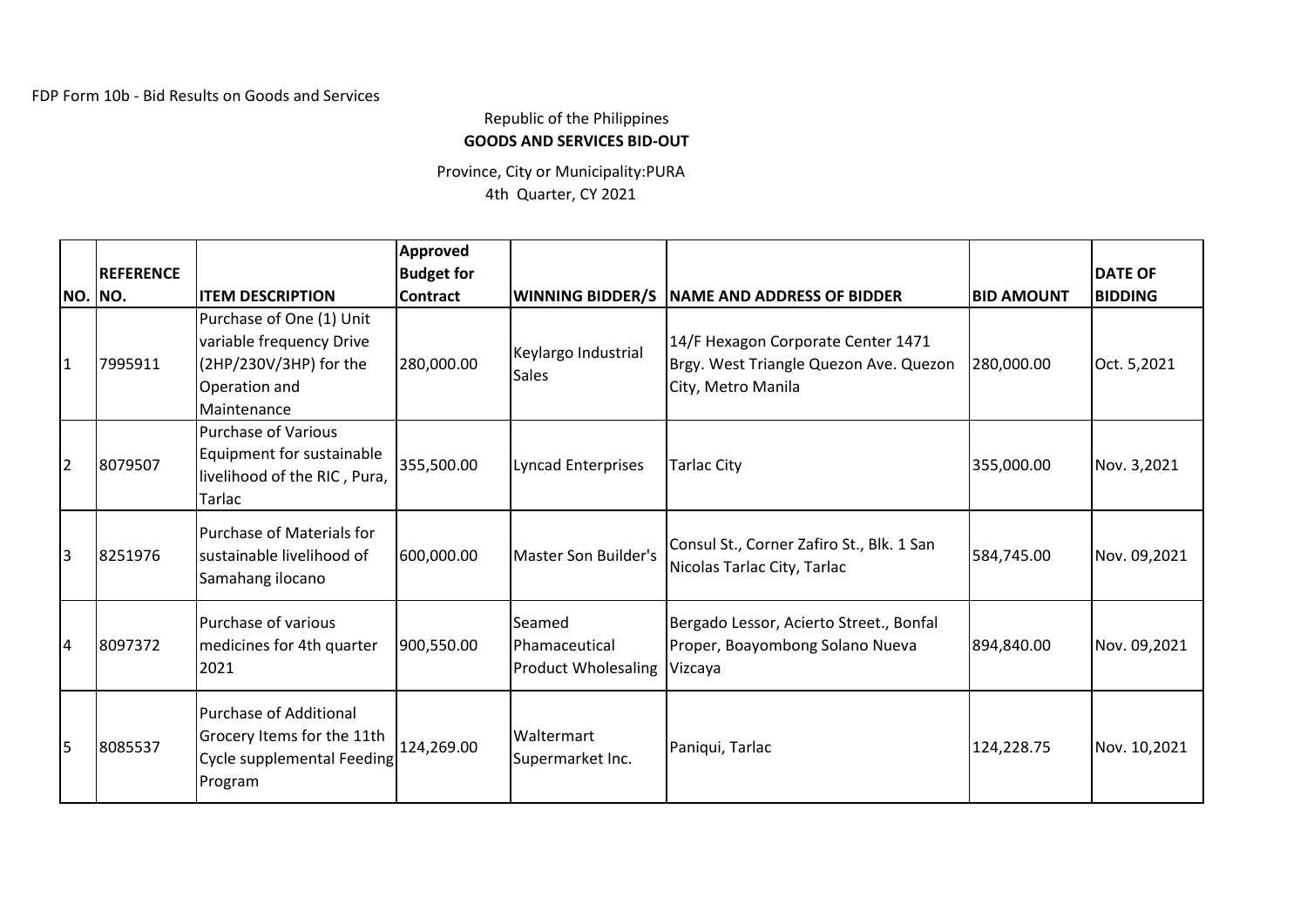FDP Form 10b - Bid Results on Goods and Services

Republic of the Philippines

**GOODS AND SERVICES BID-OUT**

Province, City or Municipality:PURA

4th Quarter, CY 2021

| NO. | REFERENCE NO. | ITEM DESCRIPTION | Approved Budget for Contract | WINNING BIDDER/S | NAME AND ADDRESS OF BIDDER | BID AMOUNT | DATE OF BIDDING |
|---|---|---|---|---|---|---|---|
| 1 | 7995911 | Purchase of One (1) Unit variable frequency Drive (2HP/230V/3HP) for the Operation and Maintenance | 280,000.00 | Keylargo Industrial Sales | 14/F Hexagon Corporate Center 1471 Brgy. West Triangle Quezon Ave. Quezon City, Metro Manila | 280,000.00 | Oct. 5,2021 |
| 2 | 8079507 | Purchase of Various Equipment for sustainable livelihood of the RIC , Pura, Tarlac | 355,500.00 | Lyncad Enterprises | Tarlac City | 355,000.00 | Nov. 3,2021 |
| 3 | 8251976 | Purchase of Materials for sustainable livelihood of Samahang ilocano | 600,000.00 | Master Son Builder's | Consul St., Corner Zafiro St., Blk. 1 San Nicolas Tarlac City, Tarlac | 584,745.00 | Nov. 09,2021 |
| 4 | 8097372 | Purchase of various medicines for 4th quarter 2021 | 900,550.00 | Seamed Phamaceutical Product Wholesaling | Bergado Lessor, Acierto Street., Bonfal Proper, Boayombong Solano Nueva Vizcaya | 894,840.00 | Nov. 09,2021 |
| 5 | 8085537 | Purchase of Additional Grocery Items for the 11th Cycle supplemental Feeding Program | 124,269.00 | Waltermart Supermarket Inc. | Paniqui, Tarlac | 124,228.75 | Nov. 10,2021 |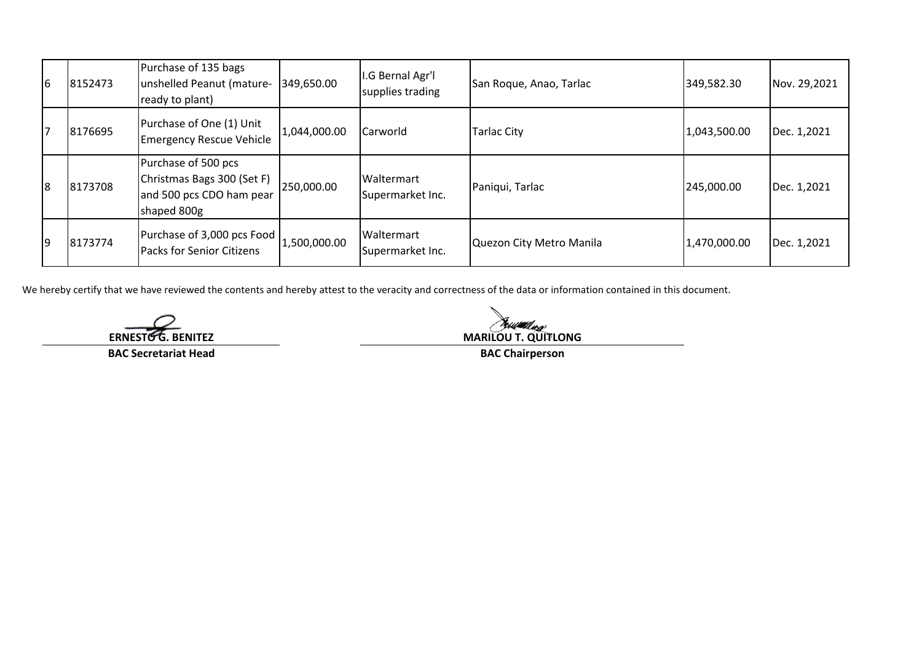| | | | | | | | |
|---|---|---|---|---|---|---|---|
| 6 | 8152473 | Purchase of 135 bags unshelled Peanut (mature-ready to plant) | 349,650.00 | I.G Bernal Agr'l supplies trading | San Roque, Anao, Tarlac | 349,582.30 | Nov. 29,2021 |
| 7 | 8176695 | Purchase of One (1) Unit Emergency Rescue Vehicle | 1,044,000.00 | Carworld | Tarlac City | 1,043,500.00 | Dec. 1,2021 |
| 8 | 8173708 | Purchase of 500 pcs Christmas Bags 300 (Set F) and 500 pcs CDO ham pear shaped 800g | 250,000.00 | Waltermart Supermarket Inc. | Paniqui, Tarlac | 245,000.00 | Dec. 1,2021 |
| 9 | 8173774 | Purchase of 3,000 pcs Food Packs for Senior Citizens | 1,500,000.00 | Waltermart Supermarket Inc. | Quezon City Metro Manila | 1,470,000.00 | Dec. 1,2021 |

We hereby certify that we have reviewed the contents and hereby attest to the veracity and correctness of the data or information contained in this document.

**ERNESTO G. BENITEZ**
**BAC Secretariat Head**

**MARILOU T. QUITLONG**
**BAC Chairperson**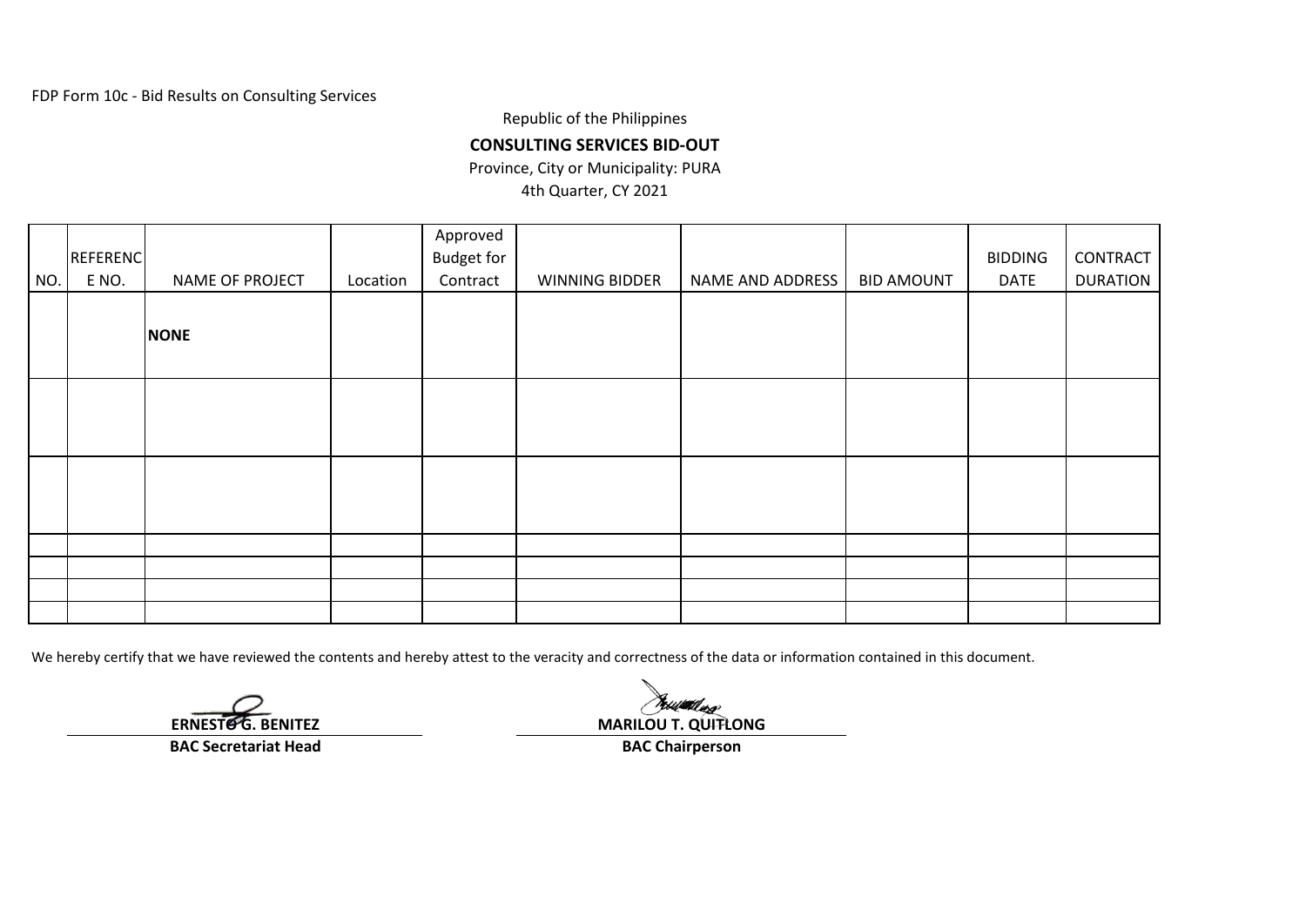FDP Form 10c - Bid Results on Consulting Services

Republic of the Philippines

**CONSULTING SERVICES BID-OUT**

Province, City or Municipality: PURA

4th Quarter, CY 2021

| NO. | REFERENCE NO. | NAME OF PROJECT | Location | Approved Budget for Contract | WINNING BIDDER | NAME AND ADDRESS | BID AMOUNT | BIDDING DATE | CONTRACT DURATION |
|---|---|---|---|---|---|---|---|---|---|
| | | **NONE** | | | | | | | |
| | | | | | | | | | |
| | | | | | | | | | |
| | | | | | | | | | |
| | | | | | | | | | |
| | | | | | | | | | |
| | | | | | | | | | |

We hereby certify that we have reviewed the contents and hereby attest to the veracity and correctness of the data or information contained in this document.

**ERNESTO G. BENITEZ**
**BAC Secretariat Head**

**MARILOU T. QUITLONG**
**BAC Chairperson**